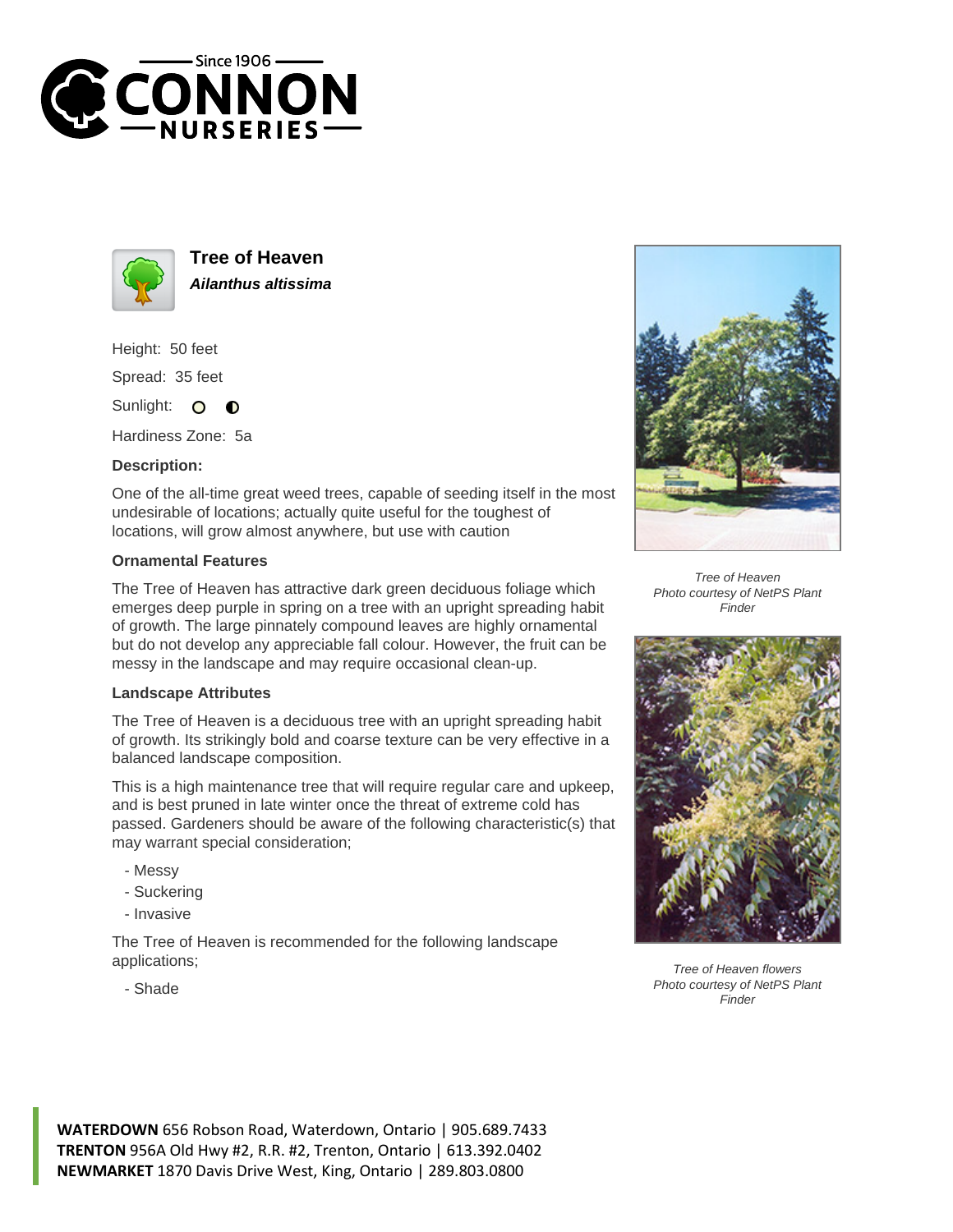# Tree of Heaven

***Ailanthus altissima***

Height: 50 feet

Spread: 35 feet

Sunlight: ○ ◐

Hardiness Zone: 5a

**Description:**

One of the all-time great weed trees, capable of seeding itself in the most undesirable of locations; actually quite useful for the toughest of locations, will grow almost anywhere, but use with caution

**Ornamental Features**

The Tree of Heaven has attractive dark green deciduous foliage which emerges deep purple in spring on a tree with an upright spreading habit of growth. The large pinnately compound leaves are highly ornamental but do not develop any appreciable fall colour. However, the fruit can be messy in the landscape and may require occasional clean-up.

**Landscape Attributes**

The Tree of Heaven is a deciduous tree with an upright spreading habit of growth. Its strikingly bold and coarse texture can be very effective in a balanced landscape composition.

This is a high maintenance tree that will require regular care and upkeep, and is best pruned in late winter once the threat of extreme cold has passed. Gardeners should be aware of the following characteristic(s) that may warrant special consideration;

- Messy
- Suckering
- Invasive

The Tree of Heaven is recommended for the following landscape applications;

- Shade

*Tree of Heaven*
*Photo courtesy of NetPS Plant Finder*

*Tree of Heaven flowers*
*Photo courtesy of NetPS Plant Finder*

**WATERDOWN** 656 Robson Road, Waterdown, Ontario | 905.689.7433
**TRENTON** 956A Old Hwy #2, R.R. #2, Trenton, Ontario | 613.392.0402
**NEWMARKET** 1870 Davis Drive West, King, Ontario | 289.803.0800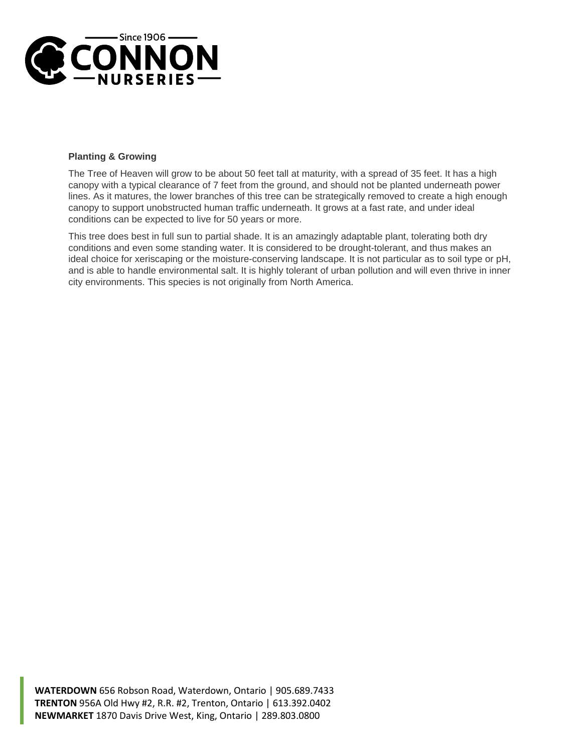### Planting & Growing

The Tree of Heaven will grow to be about 50 feet tall at maturity, with a spread of 35 feet. It has a high canopy with a typical clearance of 7 feet from the ground, and should not be planted underneath power lines. As it matures, the lower branches of this tree can be strategically removed to create a high enough canopy to support unobstructed human traffic underneath. It grows at a fast rate, and under ideal conditions can be expected to live for 50 years or more.

This tree does best in full sun to partial shade. It is an amazingly adaptable plant, tolerating both dry conditions and even some standing water. It is considered to be drought-tolerant, and thus makes an ideal choice for xeriscaping or the moisture-conserving landscape. It is not particular as to soil type or pH, and is able to handle environmental salt. It is highly tolerant of urban pollution and will even thrive in inner city environments. This species is not originally from North America.